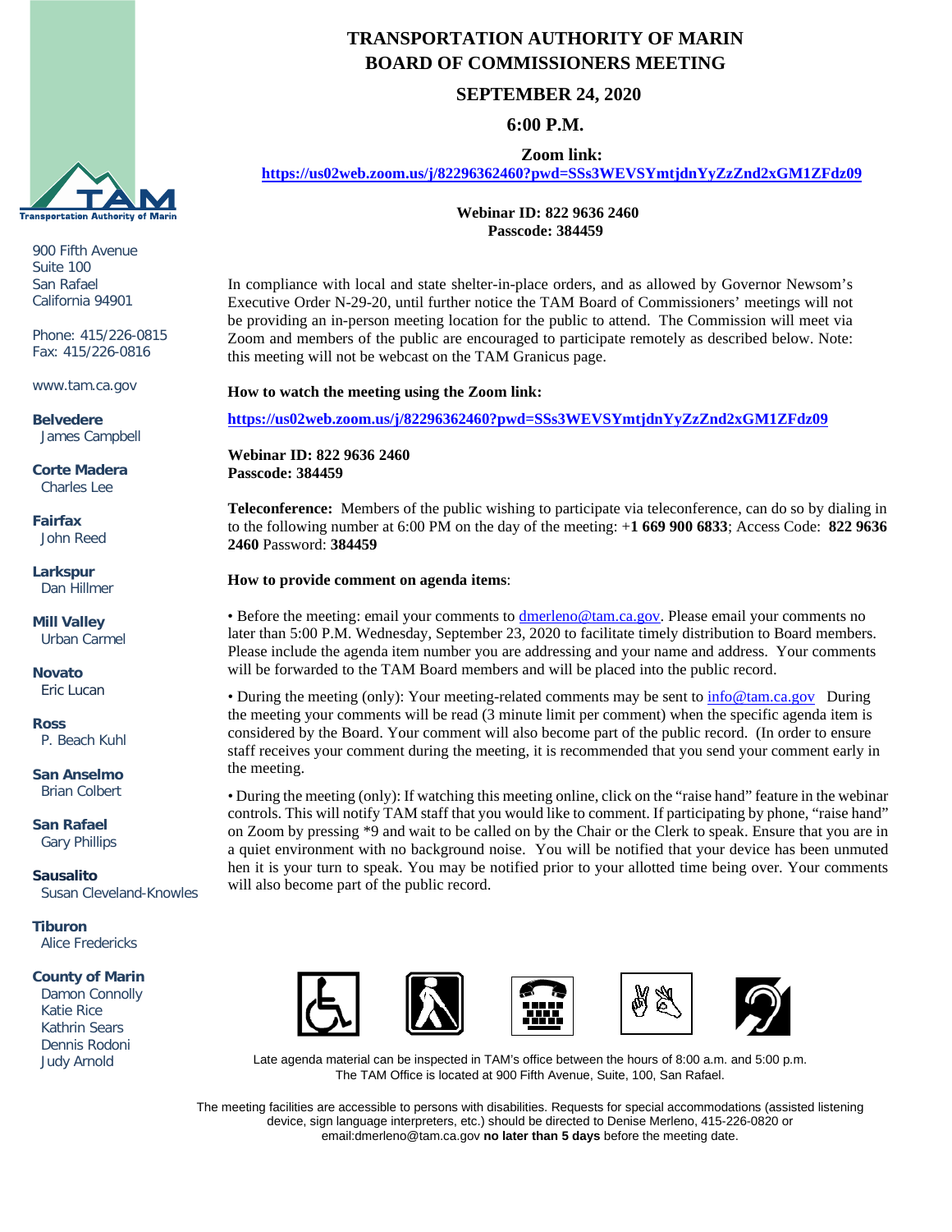# TRANSPORTATION AUTHORITY OF MARIN
# BOARD OF COMMISSIONERS MEETING

## SEPTEMBER 24, 2020

## 6:00 P.M.

**Zoom link:**
**https://us02web.zoom.us/j/82296362460?pwd=SSs3WEVSYmtjdnYyZzZnd2xGM1ZFdz09**

**Webinar ID: 822 9636 2460**
**Passcode: 384459**

900 Fifth Avenue
Suite 100
San Rafael
California 94901

Phone: 415/226-0815
Fax: 415/226-0816

www.tam.ca.gov

**Belvedere**
James Campbell

**Corte Madera**
Charles Lee

**Fairfax**
John Reed

**Larkspur**
Dan Hillmer

**Mill Valley**
Urban Carmel

**Novato**
Eric Lucan

**Ross**
P. Beach Kuhl

**San Anselmo**
Brian Colbert

**San Rafael**
Gary Phillips

**Sausalito**
Susan Cleveland-Knowles

**Tiburon**
Alice Fredericks

**County of Marin**
Damon Connolly
Katie Rice
Kathrin Sears
Dennis Rodoni
Judy Arnold

In compliance with local and state shelter-in-place orders, and as allowed by Governor Newsom's Executive Order N-29-20, until further notice the TAM Board of Commissioners' meetings will not be providing an in-person meeting location for the public to attend. The Commission will meet via Zoom and members of the public are encouraged to participate remotely as described below. Note: this meeting will not be webcast on the TAM Granicus page.

**How to watch the meeting using the Zoom link:**

**https://us02web.zoom.us/j/82296362460?pwd=SSs3WEVSYmtjdnYyZzZnd2xGM1ZFdz09**

**Webinar ID: 822 9636 2460**
**Passcode: 384459**

**Teleconference:** Members of the public wishing to participate via teleconference, can do so by dialing in to the following number at 6:00 PM on the day of the meeting: +**1 669 900 6833**; Access Code: **822 9636 2460** Password: **384459**

**How to provide comment on agenda items**:

- Before the meeting: email your comments to dmerleno@tam.ca.gov. Please email your comments no later than 5:00 P.M. Wednesday, September 23, 2020 to facilitate timely distribution to Board members. Please include the agenda item number you are addressing and your name and address. Your comments will be forwarded to the TAM Board members and will be placed into the public record.

- During the meeting (only): Your meeting-related comments may be sent to info@tam.ca.gov During the meeting your comments will be read (3 minute limit per comment) when the specific agenda item is considered by the Board. Your comment will also become part of the public record. (In order to ensure staff receives your comment during the meeting, it is recommended that you send your comment early in the meeting.

- During the meeting (only): If watching this meeting online, click on the "raise hand" feature in the webinar controls. This will notify TAM staff that you would like to comment. If participating by phone, "raise hand" on Zoom by pressing *9 and wait to be called on by the Chair or the Clerk to speak. Ensure that you are in a quiet environment with no background noise. You will be notified that your device has been unmuted hen it is your turn to speak. You may be notified prior to your allotted time being over. Your comments will also become part of the public record.

Late agenda material can be inspected in TAM's office between the hours of 8:00 a.m. and 5:00 p.m.
The TAM Office is located at 900 Fifth Avenue, Suite, 100, San Rafael.

The meeting facilities are accessible to persons with disabilities. Requests for special accommodations (assisted listening device, sign language interpreters, etc.) should be directed to Denise Merleno, 415-226-0820 or email:dmerleno@tam.ca.gov **no later than 5 days** before the meeting date.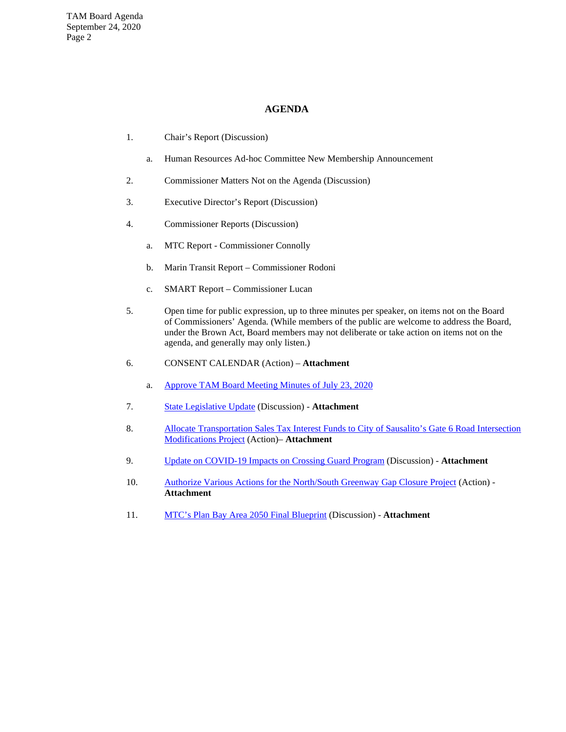## AGENDA

1. Chair's Report (Discussion)

   a. Human Resources Ad-hoc Committee New Membership Announcement

2. Commissioner Matters Not on the Agenda (Discussion)

3. Executive Director's Report (Discussion)

4. Commissioner Reports (Discussion)

   a. MTC Report - Commissioner Connolly

   b. Marin Transit Report – Commissioner Rodoni

   c. SMART Report – Commissioner Lucan

5. Open time for public expression, up to three minutes per speaker, on items not on the Board of Commissioners' Agenda. (While members of the public are welcome to address the Board, under the Brown Act, Board members may not deliberate or take action on items not on the agenda, and generally may only listen.)

6. CONSENT CALENDAR (Action) – **Attachment**

   a. Approve TAM Board Meeting Minutes of July 23, 2020

7. State Legislative Update (Discussion) - **Attachment**

8. Allocate Transportation Sales Tax Interest Funds to City of Sausalito's Gate 6 Road Intersection Modifications Project (Action)– **Attachment**

9. Update on COVID-19 Impacts on Crossing Guard Program (Discussion) - **Attachment**

10. Authorize Various Actions for the North/South Greenway Gap Closure Project (Action) - **Attachment**

11. MTC's Plan Bay Area 2050 Final Blueprint (Discussion) - **Attachment**